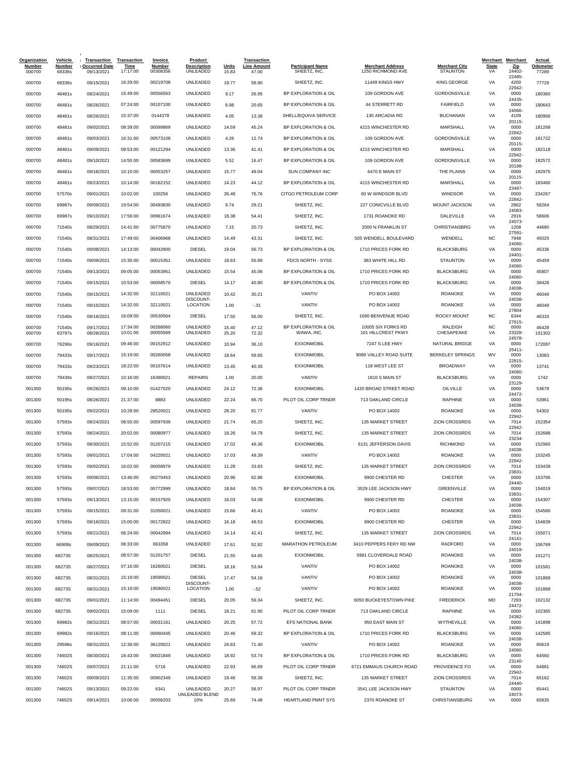| Organization Number | Vehicle Number | Transaction Occurred Date | Transaction Time | Invoice Number | Product Description | Units | Transaction Line Amount | Participant Name | Merchant Address | Merchant City | Merchant State | Merchant Zip | Actual Odometer |
|---|---|---|---|---|---|---|---|---|---|---|---|---|---|
| 000700 | 68336s | 09/13/2021 | 17:17:00 | 00308356 | UNLEADED | 15.83 | 47.00 | SHEETZ, INC. | 1250 RICHMOND AVE | STAUNTON | VA | 24402-22485- | 77289 |
| 000700 | 68336s | 09/15/2021 | 16:29:00 | 00219708 | UNLEADED | 19.77 | 58.90 | SHEETZ, INC. | 11449 KINGS HWY | KING GEORGE | VA | 4200 | 77729 |
| 000700 | 48481s | 08/24/2021 | 15:49:00 | 00556563 | UNLEADED | 9.17 | 26.95 | BP EXPLORATION & OIL | 109 GORDON AVE | GORDONSVILLE | VA | 22942-0000 | 180360 |
| 000700 | 48481s | 08/26/2021 | 07:24:00 | 00107100 | UNLEADED | 6.98 | 20.65 | BP EXPLORATION & OIL | 44 STERRETT RD | FAIRFIELD | VA | 24435-0000 | 180643 |
| 000700 | 48481s | 08/26/2021 | 15:37:00 | 0144378 | UNLEADED | 4.05 | 13.38 | SHELL/EQUIVA SERVICE | 130 ARCADIA RD | BUCHANAN | VA | 24066-4109 | 180956 |
| 000700 | 48481s | 09/02/2021 | 08:39:00 | 00099869 | UNLEADED | 14.59 | 45.24 | BP EXPLORATION & OIL | 4215 WINCHESTER RD | MARSHALL | VA | 20115-0000 | 181268 |
| 000700 | 48481s | 09/03/2021 | 16:31:00 | 00573108 | UNLEADED | 4.26 | 12.74 | BP EXPLORATION & OIL | 109 GORDON AVE | GORDONSVILLE | VA | 22942-0000 | 181722 |
| 000700 | 48481s | 09/09/2021 | 09:53:00 | 00121294 | UNLEADED | 13.36 | 41.41 | BP EXPLORATION & OIL | 4215 WINCHESTER RD | MARSHALL | VA | 20115-0000 | 182118 |
| 000700 | 48481s | 09/10/2021 | 14:55:00 | 00583699 | UNLEADED | 5.52 | 16.47 | BP EXPLORATION & OIL | 109 GORDON AVE | GORDONSVILLE | VA | 22942-0000 | 182572 |
| 000700 | 48481s | 09/16/2021 | 10:10:00 | 00053257 | UNLEADED | 15.77 | 49.04 | SUN COMPANY INC | 6470 E MAIN ST | THE PLAINS | VA | 20198-0000 | 182975 |
| 000700 | 48481s | 09/23/2021 | 10:14:00 | 00162152 | UNLEADED | 14.23 | 44.12 | BP EXPLORATION & OIL | 4215 WINCHESTER RD | MARSHALL | VA | 20115-0000 | 183460 |
| 000700 | 57570s | 09/01/2021 | 10:02:00 | 100256 | UNLEADED | 26.48 | 76.76 | CITGO PETROLEUM CORP | 60 W WINDSOR BLVD | WINDSOR | VA | 23487-0000 | 234267 |
| 000700 | 69987s | 09/09/2021 | 19:54:00 | 00493830 | UNLEADED | 9.74 | 29.21 | SHEETZ, INC. | 227 CONICVILLE BLVD | MOUNT JACKSON | VA | 22842-2862 | 58264 |
| 000700 | 69987s | 09/10/2021 | 17:56:00 | 00961674 | UNLEADED | 18.38 | 54.41 | SHEETZ, INC. | 1731 ROANOKE RD | DALEVILLE | VA | 24083-2916 | 58606 |
| 000700 | 71540s | 08/29/2021 | 14:41:00 | 00775870 | UNLEADED | 7.15 | 20.73 | SHEETZ, INC. | 2000 N FRANKLIN ST | CHRISTIANSBRG | VA | 24073-1208 | 44680 |
| 000700 | 71540s | 08/31/2021 | 17:49:00 | 00406968 | UNLEADED | 14.49 | 43.31 | SHEETZ, INC. | 505 WENDELL BOULEVARD | WENDELL | NC | 27591-7948 | 45025 |
| 000700 | 71540s | 09/08/2021 | 14:13:00 | 00042800 | DIESEL | 19.04 | 56.73 | BP EXPLORATION & OIL | 1710 PRICES FORK RD | BLACKSBURG | VA | 24060-0000 | 45336 |
| 000700 | 71540s | 09/09/2021 | 15:35:00 | 00015351 | UNLEADED | 18.63 | 55.89 | FDCS NORTH - SYSS | 383 WHITE HILL RD | STAUNTON | VA | 24401-0000 | 45459 |
| 000700 | 71540s | 09/13/2021 | 09:05:00 | 00053951 | UNLEADED | 15.54 | 45.06 | BP EXPLORATION & OIL | 1710 PRICES FORK RD | BLACKSBURG | VA | 24060-0000 | 45807 |
| 000700 | 71540s | 09/15/2021 | 10:53:00 | 00058570 | DIESEL | 14.17 | 40.80 | BP EXPLORATION & OIL | 1710 PRICES FORK RD | BLACKSBURG | VA | 24060-0000 | 38428 |
| 000700 | 71540s | 09/15/2021 | 14:32:00 | 32110021 | UNLEADED | 10.42 | 30.21 | VANTIV | PO BOX 14002 | ROANOKE | VA | 24038-0000 | 46049 |
| 000700 | 71540s | 09/15/2021 | 14:32:00 | 32110021 | DISCOUNT-LOCATION | 1.00 | -.31 | VANTIV | PO BOX 14002 | ROANOKE | VA | 24038-0000 | 46049 |
| 000700 | 71540s | 09/16/2021 | 16:09:00 | 00530564 | DIESEL | 17.50 | 56.00 | SHEETZ, INC. | 1690 BENVENUE ROAD | ROCKY MOUNT | NC | 27804-6344 | 46333 |
| 000700 | 71540s | 09/17/2021 | 17:34:00 | 00268060 | UNLEADED | 15.40 | 47.12 | BP EXPLORATION & OIL | 10005 SIX FORKS RD | RALEIGH | NC | 27615-0000 | 46428 |
| 000700 | 63797s | 08/28/2021 | 10:01:00 | 00055569 | UNLEADED | 25.20 | 72.32 | WAWA, INC. | 101 HILLCREST PKWY | CHESAPEAKE | VA | 23328-24578- | 101302 |
| 000700 | 76296s | 09/16/2021 | 09:46:00 | 00152912 | UNLEADED | 10.94 | 36.10 | EXXONMOBIL | 7247 S LEE HWY | NATURAL BRIDGE | VA | 0000 | 172087 |
| 000700 | 79433s | 09/17/2021 | 15:19:00 | 00260058 | UNLEADED | 18.64 | 59.65 | EXXONMOBIL | 9089 VALLEY ROAD SUITE | BERKELEY SPRINGS | WV | 25411-0000 | 13083 |
| 000700 | 79433s | 09/23/2021 | 18:22:00 | 00107614 | UNLEADED | 13.45 | 40.35 | EXXONMOBIL | 118 WEST LEE ST | BROADWAY | VA | 22815-0000 | 13741 |
| 000700 | 79439s | 08/27/2021 | 10:16:00 | 16390021 | REPAIRS | 1.00 | 20.00 | VANTIV | 1810 S MAIN ST | BLACKSBURG | VA | 24060-0000 | 1742 |
| 001300 | 50195s | 08/26/2021 | 09:10:00 | 01427020 | UNLEADED | 24.12 | 72.36 | EXXONMOBIL | 1420 BROAD STREET ROAD | OILVILLE | VA | 23129-0000 | 53679 |
| 001300 | 50195s | 08/26/2021 | 21:37:00 | 8883 | UNLEADED | 22.24 | 66.70 | PILOT OIL CORP TRNDR | 713 OAKLAND CIRCLE | RAPHINE | VA | 24472-0000 | 53961 |
| 001300 | 50195s | 09/22/2021 | 10:28:00 | 28520021 | UNLEADED | 28.20 | 81.77 | VANTIV | PO BOX 14002 | ROANOKE | VA | 24038-0000 | 54302 |
| 001300 | 57593s | 08/24/2021 | 08:55:00 | 00597939 | UNLEADED | 21.74 | 65.20 | SHEETZ, INC. | 135 MARKET STREET | ZION CROSSRDS | VA | 22942-7014 | 152354 |
| 001300 | 57593s | 08/24/2021 | 20:02:00 | 00080977 | UNLEADED | 18.26 | 54.79 | SHEETZ, INC. | 135 MARKET STREET | ZION CROSSRDS | VA | 22942-7014 | 152688 |
| 001300 | 57593s | 08/30/2021 | 15:52:00 | 01207215 | UNLEADED | 17.02 | 49.36 | EXXONMOBIL | 6131 JEFFERSON DAVIS | RICHMOND | VA | 23234-0000 | 152960 |
| 001300 | 57593s | 09/01/2021 | 17:04:00 | 04220021 | UNLEADED | 17.03 | 49.39 | VANTIV | PO BOX 14002 | ROANOKE | VA | 24038-0000 | 153245 |
| 001300 | 57593s | 09/02/2021 | 16:02:00 | 00058979 | UNLEADED | 11.28 | 33.83 | SHEETZ, INC. | 135 MARKET STREET | ZION CROSSRDS | VA | 22942-7014 | 153439 |
| 001300 | 57593s | 09/06/2021 | 13:46:00 | 00270453 | UNLEADED | 20.96 | 62.86 | EXXONMOBIL | 9900 CHESTER RD | CHESTER | VA | 23831-0000 | 153706 |
| 001300 | 57593s | 09/07/2021 | 18:53:00 | 00772999 | UNLEADED | 18.84 | 55.75 | BP EXPLORATION & OIL | 3529 LEE JACKSON HWY | GREENVILLE | VA | 24440-0000 | 154019 |
| 001300 | 57593s | 09/13/2021 | 13:15:00 | 00157920 | UNLEADED | 18.03 | 54.08 | EXXONMOBIL | 9900 CHESTER RD | CHESTER | VA | 23831-0000 | 154307 |
| 001300 | 57593s | 09/15/2021 | 09:31:00 | 31050021 | UNLEADED | 15.66 | 45.41 | VANTIV | PO BOX 14002 | ROANOKE | VA | 24038-0000 | 154560 |
| 001300 | 57593s | 09/16/2021 | 15:00:00 | 00172822 | UNLEADED | 16.18 | 48.53 | EXXONMOBIL | 9900 CHESTER RD | CHESTER | VA | 23831-0000 | 154839 |
| 001300 | 57593s | 09/21/2021 | 06:24:00 | 00042994 | UNLEADED | 14.14 | 42.41 | SHEETZ, INC. | 135 MARKET STREET | ZION CROSSRDS | VA | 22942-7014 | 155071 |
| 001300 | 66908s | 09/09/2021 | 06:33:00 | 063358 | UNLEADED | 17.61 | 52.82 | MARATHON PETROLEUM | 3410 PEPPERS FERY RD NW | RADFORD | VA | 24141-0000 | 106769 |
| 001300 | 68273S | 08/25/2021 | 08:57:00 | 01201757 | DIESEL | 21.55 | 64.65 | EXXONMOBIL | 5981 CLOVERDALE ROAD | ROANOKE | VA | 24019-0000 | 101271 |
| 001300 | 68273S | 08/27/2021 | 07:16:00 | 16260021 | DIESEL | 18.16 | 53.94 | VANTIV | PO BOX 14002 | ROANOKE | VA | 24038-0000 | 101581 |
| 001300 | 68273S | 08/31/2021 | 15:19:00 | 19590021 | DIESEL | 17.47 | 54.16 | VANTIV | PO BOX 14002 | ROANOKE | VA | 24038-0000 | 101868 |
| 001300 | 68273S | 08/31/2021 | 15:19:00 | 19590021 | DISCOUNT-LOCATION | 1.00 | -.52 | VANTIV | PO BOX 14002 | ROANOKE | VA | 24038-0000 | 101868 |
| 001300 | 68273S | 09/01/2021 | 11:14:00 | 00494451 | DIESEL | 20.05 | 59.34 | SHEETZ, INC. | 6050 BUCKEYESTOWN PIKE | FREDERICK | MD | 21704-7293 | 102132 |
| 001300 | 68273S | 09/02/2021 | 15:09:00 | 1111 | DIESEL | 18.21 | 61.90 | PILOT OIL CORP TRNDR | 713 OAKLAND CIRCLE | RAPHINE | VA | 24472-0000 | 102365 |
| 001300 | 69982s | 08/31/2021 | 08:57:00 | 00031161 | UNLEADED | 20.25 | 57.72 | EFS NATIONAL BANK | 950 EAST MAIN ST | WYTHEVILLE | VA | 24382-0000 | 141898 |
| 001300 | 69982s | 09/16/2021 | 08:11:00 | 00060445 | UNLEADED | 20.46 | 59.32 | BP EXPLORATION & OIL | 1710 PRICES FORK RD | BLACKSBURG | VA | 24060-0000 | 142585 |
| 001300 | 29596s | 08/31/2021 | 12:36:00 | 36120021 | UNLEADED | 24.63 | 71.40 | VANTIV | PO BOX 14002 | ROANOKE | VA | 24038-0000 | 60619 |
| 001300 | 74602S | 08/30/2021 | 16:43:00 | 00021849 | UNLEADED | 18.92 | 53.74 | BP EXPLORATION & OIL | 1710 PRICES FORK RD | BLACKSBURG | VA | 24060-0000 | 64560 |
| 001300 | 74602S | 09/07/2021 | 21:11:00 | 5716 | UNLEADED | 22.93 | 66.69 | PILOT OIL CORP TRNDR | 6721 EMMAUS CHURCH ROAD | PROVIDENCE FO | VA | 23140-0000 | 64881 |
| 001300 | 74602S | 09/09/2021 | 11:35:00 | 00902349 | UNLEADED | 19.46 | 58.38 | SHEETZ, INC. | 135 MARKET STREET | ZION CROSSRDS | VA | 22942-7014 | 65162 |
| 001300 | 74602S | 09/13/2021 | 09:22:00 | 6341 | UNLEADED | 20.27 | 58.97 | PILOT OIL CORP TRNDR | 3541 LEE JACKSON HWY | STAUNTON | VA | 24440-0000 | 65441 |
| 001300 | 74602S | 09/14/2021 | 10:06:00 | 00056203 | UNLEADED BLEND 10% | 25.69 | 74.48 | HEARTLAND PMNT SYS | 2370 ROANOKE ST | CHRISTIANSBURG | VA | 24073-0000 | 65835 |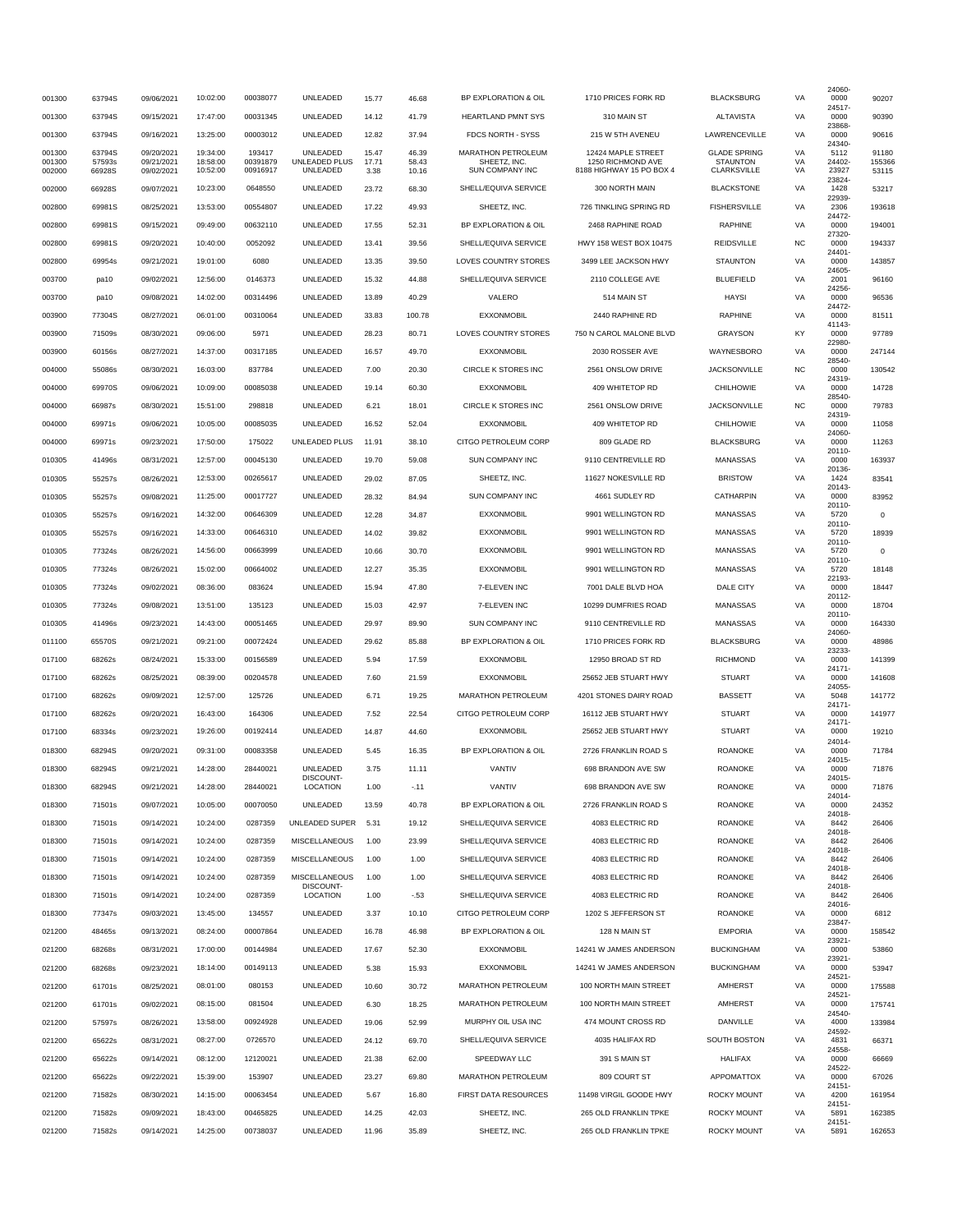| | | | | | | | | | | | | | |
|---|---|---|---|---|---|---|---|---|---|---|---|---|---|
| 001300 | 63794S | 09/06/2021 | 10:02:00 | 00038077 | UNLEADED | 15.77 | 46.68 | BP EXPLORATION & OIL | 1710 PRICES FORK RD | BLACKSBURG | VA | 24060-0000 | 90207 |
| 001300 | 63794S | 09/15/2021 | 17:47:00 | 00031345 | UNLEADED | 14.12 | 41.79 | HEARTLAND PMNT SYS | 310 MAIN ST | ALTAVISTA | VA | 24517-0000 | 90390 |
| 001300 | 63794S | 09/16/2021 | 13:25:00 | 00003012 | UNLEADED | 12.82 | 37.94 | FDCS NORTH - SYSS | 215 W 5TH AVENEU | LAWRENCEVILLE | VA | 23868-0000 | 90616 |
| 001300 | 63794S | 09/20/2021 | 19:34:00 | 193417 | UNLEADED | 15.47 | 46.39 | MARATHON PETROLEUM | 12424 MAPLE STREET | GLADE SPRING | VA | 24340-5112 | 91180 |
| 001300 | 57593s | 09/21/2021 | 18:58:00 | 00391879 | UNLEADED PLUS | 17.71 | 58.43 | SHEETZ, INC. | 1250 RICHMOND AVE | STAUNTON | VA | 24402- | 155366 |
| 002000 | 66928S | 09/02/2021 | 10:52:00 | 00916917 | UNLEADED | 3.38 | 10.16 | SUN COMPANY INC | 8188 HIGHWAY 15 PO BOX 4 | CLARKSVILLE | VA | 23927 | 53115 |
| 002000 | 66928S | 09/07/2021 | 10:23:00 | 0648550 | UNLEADED | 23.72 | 68.30 | SHELL/EQUIVA SERVICE | 300 NORTH MAIN | BLACKSTONE | VA | 23824-1428 | 53217 |
| 002800 | 69981S | 08/25/2021 | 13:53:00 | 00554807 | UNLEADED | 17.22 | 49.93 | SHEETZ, INC. | 726 TINKLING SPRING RD | FISHERSVILLE | VA | 22939-2306 | 193618 |
| 002800 | 69981S | 09/15/2021 | 09:49:00 | 00632110 | UNLEADED | 17.55 | 52.31 | BP EXPLORATION & OIL | 2468 RAPHINE ROAD | RAPHINE | VA | 24472-0000 | 194001 |
| 002800 | 69981S | 09/20/2021 | 10:40:00 | 0052092 | UNLEADED | 13.41 | 39.56 | SHELL/EQUIVA SERVICE | HWY 158 WEST BOX 10475 | REIDSVILLE | NC | 27320-0000 | 194337 |
| 002800 | 69954s | 09/21/2021 | 19:01:00 | 6080 | UNLEADED | 13.35 | 39.50 | LOVES COUNTRY STORES | 3499 LEE JACKSON HWY | STAUNTON | VA | 24401- | 143857 |
| 003700 | pa10 | 09/02/2021 | 12:56:00 | 0146373 | UNLEADED | 15.32 | 44.88 | SHELL/EQUIVA SERVICE | 2110 COLLEGE AVE | BLUEFIELD | VA | 24605-2001 | 96160 |
| 003700 | pa10 | 09/08/2021 | 14:02:00 | 00314496 | UNLEADED | 13.89 | 40.29 | VALERO | 514 MAIN ST | HAYSI | VA | 24256-0000 | 96536 |
| 003900 | 77304S | 08/27/2021 | 06:01:00 | 00310064 | UNLEADED | 33.83 | 100.78 | EXXONMOBIL | 2440 RAPHINE RD | RAPHINE | VA | 24472-0000 | 81511 |
| 003900 | 71509s | 08/30/2021 | 09:06:00 | 5971 | UNLEADED | 28.23 | 80.71 | LOVES COUNTRY STORES | 750 N CAROL MALONE BLVD | GRAYSON | KY | 41143-0000 | 97789 |
| 003900 | 60156s | 08/27/2021 | 14:37:00 | 00317185 | UNLEADED | 16.57 | 49.70 | EXXONMOBIL | 2030 ROSSER AVE | WAYNESBORO | VA | 22980-0000 | 247144 |
| 004000 | 55086s | 08/30/2021 | 16:03:00 | 837784 | UNLEADED | 7.00 | 20.30 | CIRCLE K STORES INC | 2561 ONSLOW DRIVE | JACKSONVILLE | NC | 28540-0000 | 130542 |
| 004000 | 69970S | 09/06/2021 | 10:09:00 | 00085038 | UNLEADED | 19.14 | 60.30 | EXXONMOBIL | 409 WHITETOP RD | CHILHOWIE | VA | 24319-0000 | 14728 |
| 004000 | 66987s | 08/30/2021 | 15:51:00 | 298818 | UNLEADED | 6.21 | 18.01 | CIRCLE K STORES INC | 2561 ONSLOW DRIVE | JACKSONVILLE | NC | 28540-0000 | 79783 |
| 004000 | 69971s | 09/06/2021 | 10:05:00 | 00085035 | UNLEADED | 16.52 | 52.04 | EXXONMOBIL | 409 WHITETOP RD | CHILHOWIE | VA | 24319-0000 | 11058 |
| 004000 | 69971s | 09/23/2021 | 17:50:00 | 175022 | UNLEADED PLUS | 11.91 | 38.10 | CITGO PETROLEUM CORP | 809 GLADE RD | BLACKSBURG | VA | 24060-0000 | 11263 |
| 010305 | 41496s | 08/31/2021 | 12:57:00 | 00045130 | UNLEADED | 19.70 | 59.08 | SUN COMPANY INC | 9110 CENTREVILLE RD | MANASSAS | VA | 20110-0000 | 163937 |
| 010305 | 55257s | 08/26/2021 | 12:53:00 | 00265617 | UNLEADED | 29.02 | 87.05 | SHEETZ, INC. | 11627 NOKESVILLE RD | BRISTOW | VA | 20136-1424 | 83541 |
| 010305 | 55257s | 09/08/2021 | 11:25:00 | 00017727 | UNLEADED | 28.32 | 84.94 | SUN COMPANY INC | 4661 SUDLEY RD | CATHARPIN | VA | 20143-0000 | 83952 |
| 010305 | 55257s | 09/16/2021 | 14:32:00 | 00646309 | UNLEADED | 12.28 | 34.87 | EXXONMOBIL | 9901 WELLINGTON RD | MANASSAS | VA | 20110-5720 | 0 |
| 010305 | 55257s | 09/16/2021 | 14:33:00 | 00646310 | UNLEADED | 14.02 | 39.82 | EXXONMOBIL | 9901 WELLINGTON RD | MANASSAS | VA | 20110-5720 | 18939 |
| 010305 | 77324s | 08/26/2021 | 14:56:00 | 00663999 | UNLEADED | 10.66 | 30.70 | EXXONMOBIL | 9901 WELLINGTON RD | MANASSAS | VA | 20110-5720 | 0 |
| 010305 | 77324s | 08/26/2021 | 15:02:00 | 00664002 | UNLEADED | 12.27 | 35.35 | EXXONMOBIL | 9901 WELLINGTON RD | MANASSAS | VA | 20110-5720 | 18148 |
| 010305 | 77324s | 09/02/2021 | 08:36:00 | 083624 | UNLEADED | 15.94 | 47.80 | 7-ELEVEN INC | 7001 DALE BLVD HOA | DALE CITY | VA | 22193-0000 | 18447 |
| 010305 | 77324s | 09/08/2021 | 13:51:00 | 135123 | UNLEADED | 15.03 | 42.97 | 7-ELEVEN INC | 10299 DUMFRIES ROAD | MANASSAS | VA | 20112-0000 | 18704 |
| 010305 | 41496s | 09/23/2021 | 14:43:00 | 00051465 | UNLEADED | 29.97 | 89.90 | SUN COMPANY INC | 9110 CENTREVILLE RD | MANASSAS | VA | 20110-0000 | 164330 |
| 011100 | 65570S | 09/21/2021 | 09:21:00 | 00072424 | UNLEADED | 29.62 | 85.88 | BP EXPLORATION & OIL | 1710 PRICES FORK RD | BLACKSBURG | VA | 24060-0000 | 48986 |
| 017100 | 68262s | 08/24/2021 | 15:33:00 | 00156589 | UNLEADED | 5.94 | 17.59 | EXXONMOBIL | 12950 BROAD ST RD | RICHMOND | VA | 23233-0000 | 141399 |
| 017100 | 68262s | 08/25/2021 | 08:39:00 | 00204578 | UNLEADED | 7.60 | 21.59 | EXXONMOBIL | 25652 JEB STUART HWY | STUART | VA | 24171-0000 | 141608 |
| 017100 | 68262s | 09/09/2021 | 12:57:00 | 125726 | UNLEADED | 6.71 | 19.25 | MARATHON PETROLEUM | 4201 STONES DAIRY ROAD | BASSETT | VA | 24055-5048 | 141772 |
| 017100 | 68262s | 09/20/2021 | 16:43:00 | 164306 | UNLEADED | 7.52 | 22.54 | CITGO PETROLEUM CORP | 16112 JEB STUART HWY | STUART | VA | 24171-0000 | 141977 |
| 017100 | 68334s | 09/23/2021 | 19:26:00 | 00192414 | UNLEADED | 14.87 | 44.60 | EXXONMOBIL | 25652 JEB STUART HWY | STUART | VA | 24171-0000 | 19210 |
| 018300 | 68294S | 09/20/2021 | 09:31:00 | 00083358 | UNLEADED | 5.45 | 16.35 | BP EXPLORATION & OIL | 2726 FRANKLIN ROAD S | ROANOKE | VA | 24014-0000 | 71784 |
| 018300 | 68294S | 09/21/2021 | 14:28:00 | 28440021 | UNLEADED | 3.75 | 11.11 | VANTIV | 698 BRANDON AVE SW | ROANOKE | VA | 24015-0000 | 71876 |
| 018300 | 68294S | 09/21/2021 | 14:28:00 | 28440021 | DISCOUNT-LOCATION | 1.00 | -.11 | VANTIV | 698 BRANDON AVE SW | ROANOKE | VA | 24015-0000 | 71876 |
| 018300 | 71501s | 09/07/2021 | 10:05:00 | 00070050 | UNLEADED | 13.59 | 40.78 | BP EXPLORATION & OIL | 2726 FRANKLIN ROAD S | ROANOKE | VA | 24014-0000 | 24352 |
| 018300 | 71501s | 09/14/2021 | 10:24:00 | 0287359 | UNLEADED SUPER | 5.31 | 19.12 | SHELL/EQUIVA SERVICE | 4083 ELECTRIC RD | ROANOKE | VA | 24018-8442 | 26406 |
| 018300 | 71501s | 09/14/2021 | 10:24:00 | 0287359 | MISCELLANEOUS | 1.00 | 23.99 | SHELL/EQUIVA SERVICE | 4083 ELECTRIC RD | ROANOKE | VA | 24018-8442 | 26406 |
| 018300 | 71501s | 09/14/2021 | 10:24:00 | 0287359 | MISCELLANEOUS | 1.00 | 1.00 | SHELL/EQUIVA SERVICE | 4083 ELECTRIC RD | ROANOKE | VA | 24018-8442 | 26406 |
| 018300 | 71501s | 09/14/2021 | 10:24:00 | 0287359 | MISCELLANEOUS | 1.00 | 1.00 | SHELL/EQUIVA SERVICE | 4083 ELECTRIC RD | ROANOKE | VA | 24018-8442 | 26406 |
| 018300 | 71501s | 09/14/2021 | 10:24:00 | 0287359 | DISCOUNT-LOCATION | 1.00 | -.53 | SHELL/EQUIVA SERVICE | 4083 ELECTRIC RD | ROANOKE | VA | 24018-8442 | 26406 |
| 018300 | 77347s | 09/03/2021 | 13:45:00 | 134557 | UNLEADED | 3.37 | 10.10 | CITGO PETROLEUM CORP | 1202 S JEFFERSON ST | ROANOKE | VA | 24016-0000 | 6812 |
| 021200 | 48465s | 09/13/2021 | 08:24:00 | 00007864 | UNLEADED | 16.78 | 46.98 | BP EXPLORATION & OIL | 128 N MAIN ST | EMPORIA | VA | 23847-0000 | 158542 |
| 021200 | 68268s | 08/31/2021 | 17:00:00 | 00144984 | UNLEADED | 17.67 | 52.30 | EXXONMOBIL | 14241 W JAMES ANDERSON | BUCKINGHAM | VA | 23921-0000 | 53860 |
| 021200 | 68268s | 09/23/2021 | 18:14:00 | 00149113 | UNLEADED | 5.38 | 15.93 | EXXONMOBIL | 14241 W JAMES ANDERSON | BUCKINGHAM | VA | 23921-0000 | 53947 |
| 021200 | 61701s | 08/25/2021 | 08:01:00 | 080153 | UNLEADED | 10.60 | 30.72 | MARATHON PETROLEUM | 100 NORTH MAIN STREET | AMHERST | VA | 24521-0000 | 175588 |
| 021200 | 61701s | 09/02/2021 | 08:15:00 | 081504 | UNLEADED | 6.30 | 18.25 | MARATHON PETROLEUM | 100 NORTH MAIN STREET | AMHERST | VA | 24521-0000 | 175741 |
| 021200 | 57597s | 08/26/2021 | 13:58:00 | 00924928 | UNLEADED | 19.06 | 52.99 | MURPHY OIL USA INC | 474 MOUNT CROSS RD | DANVILLE | VA | 24540-4000 | 133984 |
| 021200 | 65622s | 08/31/2021 | 08:27:00 | 0726570 | UNLEADED | 24.12 | 69.70 | SHELL/EQUIVA SERVICE | 4035 HALIFAX RD | SOUTH BOSTON | VA | 24592-4831 | 66371 |
| 021200 | 65622s | 09/14/2021 | 08:12:00 | 12120021 | UNLEADED | 21.38 | 62.00 | SPEEDWAY LLC | 391 S MAIN ST | HALIFAX | VA | 24558-0000 | 66669 |
| 021200 | 65622s | 09/22/2021 | 15:39:00 | 153907 | UNLEADED | 23.27 | 69.80 | MARATHON PETROLEUM | 809 COURT ST | APPOMATTOX | VA | 24522-0000 | 67026 |
| 021200 | 71582s | 08/30/2021 | 14:15:00 | 00063454 | UNLEADED | 5.67 | 16.80 | FIRST DATA RESOURCES | 11498 VIRGIL GOODE HWY | ROCKY MOUNT | VA | 24151-4200 | 161954 |
| 021200 | 71582s | 09/09/2021 | 18:43:00 | 00465825 | UNLEADED | 14.25 | 42.03 | SHEETZ, INC. | 265 OLD FRANKLIN TPKE | ROCKY MOUNT | VA | 24151-5891 | 162385 |
| 021200 | 71582s | 09/14/2021 | 14:25:00 | 00738037 | UNLEADED | 11.96 | 35.89 | SHEETZ, INC. | 265 OLD FRANKLIN TPKE | ROCKY MOUNT | VA | 24151-5891 | 162653 |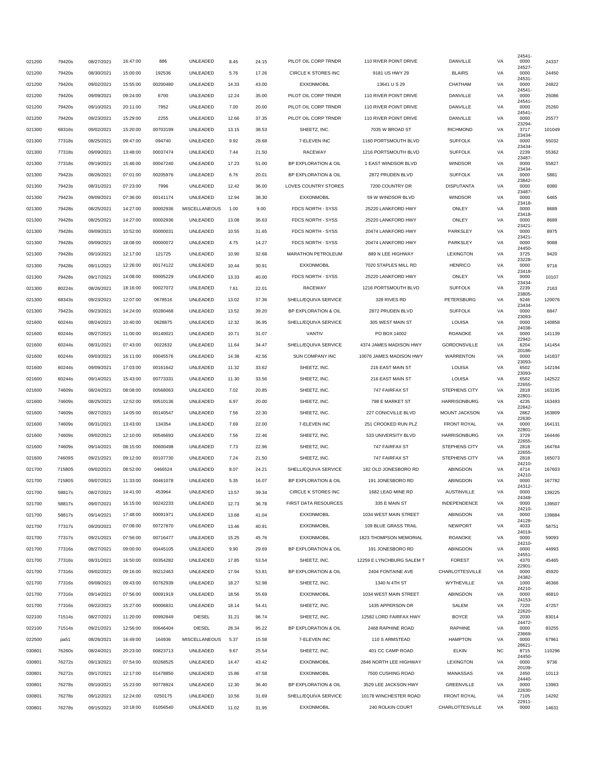| | | | | | | | | | | | | | |
|---|---|---|---|---|---|---|---|---|---|---|---|---|---|
| 021200 | 79420s | 08/27/2021 | 16:47:00 | 886 | UNLEADED | 8.45 | 24.15 | PILOT OIL CORP TRNDR | 110 RIVER POINT DRIVE | DANVILLE | VA | 24541-0000 | 24337 |
| 021200 | 79420s | 08/30/2021 | 15:00:00 | 192536 | UNLEADED | 5.76 | 17.26 | CIRCLE K STORES INC | 9181 US HWY 29 | BLAIRS | VA | 24527-0000 | 24450 |
| 021200 | 79420s | 09/02/2021 | 15:55:00 | 00200480 | UNLEADED | 14.33 | 43.00 | EXXONMOBIL | 13641 U S 29 | CHATHAM | VA | 24531-0000 | 24822 |
| 021200 | 79420s | 09/09/2021 | 09:24:00 | 6700 | UNLEADED | 12.24 | 35.00 | PILOT OIL CORP TRNDR | 110 RIVER POINT DRIVE | DANVILLE | VA | 24541-0000 | 25086 |
| 021200 | 79420s | 09/10/2021 | 20:11:00 | 7952 | UNLEADED | 7.00 | 20.00 | PILOT OIL CORP TRNDR | 110 RIVER POINT DRIVE | DANVILLE | VA | 24541-0000 | 25260 |
| 021200 | 79420s | 09/23/2021 | 15:29:00 | 2255 | UNLEADED | 12.66 | 37.35 | PILOT OIL CORP TRNDR | 110 RIVER POINT DRIVE | DANVILLE | VA | 24541-0000 | 25577 |
| 021300 | 68316s | 09/02/2021 | 15:20:00 | 00703199 | UNLEADED | 13.15 | 38.53 | SHEETZ, INC. | 7035 W BROAD ST | RICHMOND | VA | 23294-3717 | 101049 |
| 021300 | 77318s | 08/25/2021 | 09:47:00 | 094740 | UNLEADED | 9.92 | 28.68 | 7-ELEVEN INC | 1160 PORTSMOUTH BLVD | SUFFOLK | VA | 23434-0000 | 55032 |
| 021300 | 77318s | 09/09/2021 | 13:48:00 | 00037474 | UNLEADED | 7.44 | 21.50 | RACEWAY | 1216 PORTSMOUTH BLVD | SUFFOLK | VA | 23434-2239 | 55362 |
| 021300 | 77318s | 09/19/2021 | 15:46:00 | 00047240 | UNLEADED | 17.23 | 51.00 | BP EXPLORATION & OIL | 1 EAST WINDSOR BLVD | WINDSOR | VA | 23487-0000 | 55827 |
| 021300 | 79423s | 08/26/2021 | 07:01:00 | 00205976 | UNLEADED | 6.76 | 20.01 | BP EXPLORATION & OIL | 2872 PRUDEN BLVD | SUFFOLK | VA | 23434-0000 | 5881 |
| 021300 | 79423s | 08/31/2021 | 07:23:00 | 7996 | UNLEADED | 12.42 | 36.00 | LOVES COUNTRY STORES | 7200 COUNTRY DR | DISPUTANTA | VA | 23842-0000 | 6080 |
| 021300 | 79423s | 09/09/2021 | 07:36:00 | 00141174 | UNLEADED | 12.94 | 38.30 | EXXONMOBIL | 59 W WINDSOR BLVD | WINDSOR | VA | 23487-0000 | 6465 |
| 021300 | 79428s | 08/25/2021 | 14:27:00 | 00002936 | MISCELLANEOUS | 1.00 | 9.00 | FDCS NORTH - SYSS | 25220 LANKFORD HWY | ONLEY | VA | 23418-0000 | 8689 |
| 021300 | 79428s | 08/25/2021 | 14:27:00 | 00002936 | UNLEADED | 13.08 | 36.63 | FDCS NORTH - SYSS | 25220 LANKFORD HWY | ONLEY | VA | 23418-0000 | 8689 |
| 021300 | 79428s | 09/09/2021 | 10:52:00 | 00000031 | UNLEADED | 10.55 | 31.65 | FDCS NORTH - SYSS | 20474 LANKFORD HWY | PARKSLEY | VA | 23421-0000 | 8975 |
| 021300 | 79428s | 09/09/2021 | 18:08:00 | 00000072 | UNLEADED | 4.75 | 14.27 | FDCS NORTH - SYSS | 20474 LANKFORD HWY | PARKSLEY | VA | 23421-0000 | 9088 |
| 021300 | 79428s | 09/10/2021 | 12:17:00 | 121725 | UNLEADED | 10.90 | 32.68 | MARATHON PETROLEUM | 889 N LEE HIGHWAY | LEXINGTON | VA | 24450-3725 | 9420 |
| 021300 | 79428s | 09/11/2021 | 12:26:00 | 00174122 | UNLEADED | 10.44 | 30.91 | EXXONMOBIL | 7020 STAPLES MILL RD | HENRICO | VA | 23228-0000 | 9716 |
| 021300 | 79428s | 09/17/2021 | 14:08:00 | 00005229 | UNLEADED | 13.33 | 40.00 | FDCS NORTH - SYSS | 25220 LANKFORD HWY | ONLEY | VA | 23418-0000 | 10107 |
| 021300 | 80224s | 08/26/2021 | 18:16:00 | 00027072 | UNLEADED | 7.61 | 22.01 | RACEWAY | 1216 PORTSMOUTH BLVD | SUFFOLK | VA | 23434-2239 | 2163 |
| 021300 | 68343s | 09/23/2021 | 12:07:00 | 0678516 | UNLEADED | 13.02 | 37.36 | SHELL/EQUIVA SERVICE | 328 RIVES RD | PETERSBURG | VA | 23805-9246 | 120076 |
| 021300 | 79423s | 09/23/2021 | 14:24:00 | 00280468 | UNLEADED | 13.52 | 39.20 | BP EXPLORATION & OIL | 2872 PRUDEN BLVD | SUFFOLK | VA | 23434-0000 | 6847 |
| 021600 | 60244s | 08/24/2021 | 10:40:00 | 0628875 | UNLEADED | 12.32 | 36.95 | SHELL/EQUIVA SERVICE | 305 WEST MAIN ST | LOUISA | VA | 23093-0000 | 140858 |
| 021600 | 60244s | 08/27/2021 | 11:00:00 | 00140021 | UNLEADED | 10.71 | 31.07 | VANTIV | PO BOX 14002 | ROANOKE | VA | 24038-0000 | 141139 |
| 021600 | 60244s | 08/31/2021 | 07:43:00 | 0022632 | UNLEADED | 11.64 | 34.47 | SHELL/EQUIVA SERVICE | 4374 JAMES MADISON HWY | GORDONSVILLE | VA | 22942-6204 | 141454 |
| 021600 | 60244s | 09/03/2021 | 16:11:00 | 00045576 | UNLEADED | 14.38 | 42.56 | SUN COMPANY INC | 10076 JAMES MADISON HWY | WARRENTON | VA | 20186-0000 | 141837 |
| 021600 | 60244s | 09/09/2021 | 17:03:00 | 00161642 | UNLEADED | 11.32 | 33.62 | SHEETZ, INC. | 216 EAST MAIN ST | LOUISA | VA | 23093-6502 | 142194 |
| 021600 | 60244s | 09/14/2021 | 15:43:00 | 00773331 | UNLEADED | 11.30 | 33.56 | SHEETZ, INC. | 216 EAST MAIN ST | LOUISA | VA | 23093-6502 | 142522 |
| 021600 | 74609s | 08/24/2021 | 08:08:00 | 00568063 | UNLEADED | 7.02 | 20.85 | SHEETZ, INC. | 747 FAIRFAX ST | STEPHENS CITY | VA | 22655-2818 | 163195 |
| 021600 | 74609s | 08/25/2021 | 12:52:00 | 00510136 | UNLEADED | 6.97 | 20.00 | SHEETZ, INC. | 798 E MARKET ST | HARRISONBURG | VA | 22801-4235 | 163493 |
| 021600 | 74609s | 08/27/2021 | 14:05:00 | 00140547 | UNLEADED | 7.56 | 22.30 | SHEETZ, INC. | 227 CONICVILLE BLVD | MOUNT JACKSON | VA | 22842-2862 | 163809 |
| 021600 | 74609s | 08/31/2021 | 13:43:00 | 134354 | UNLEADED | 7.69 | 22.00 | 7-ELEVEN INC | 251 CROOKED RUN PLZ | FRONT ROYAL | VA | 22630-0000 | 164131 |
| 021600 | 74609s | 09/02/2021 | 12:10:00 | 00546693 | UNLEADED | 7.56 | 22.46 | SHEETZ, INC. | 533 UNIVERSITY BLVD | HARRISONBURG | VA | 22801-3729 | 164446 |
| 021600 | 74609s | 09/14/2021 | 08:15:00 | 00600498 | UNLEADED | 7.73 | 22.96 | SHEETZ, INC. | 747 FAIRFAX ST | STEPHENS CITY | VA | 22655-2818 | 164764 |
| 021600 | 74609S | 09/21/2021 | 09:12:00 | 00107730 | UNLEADED | 7.24 | 21.50 | SHEETZ, INC. | 747 FAIRFAX ST | STEPHENS CITY | VA | 22655-2818 | 165073 |
| 021700 | 71580S | 09/02/2021 | 08:52:00 | 0466524 | UNLEADED | 8.07 | 24.21 | SHELL/EQUIVA SERVICE | 182 OLD JONESBORO RD | ABINGDON | VA | 24210-4714 | 167603 |
| 021700 | 71580S | 09/07/2021 | 11:33:00 | 00461078 | UNLEADED | 5.35 | 16.07 | BP EXPLORATION & OIL | 191 JONESBORO RD | ABINGDON | VA | 24210-0000 | 167782 |
| 021700 | 58817s | 08/27/2021 | 14:41:00 | 453964 | UNLEADED | 13.57 | 39.34 | CIRCLE K STORES INC | 1682 LEAD MINE RD | AUSTINVILLE | VA | 24312-0000 | 139225 |
| 021700 | 58817s | 09/07/2021 | 16:15:00 | 00242233 | UNLEADED | 12.73 | 36.78 | FIRST DATA RESOURCES | 335 E MAIN ST | INDEPENDENCE | VA | 24348-0000 | 139507 |
| 021700 | 58817s | 09/14/2021 | 17:48:00 | 00091971 | UNLEADED | 13.68 | 41.04 | EXXONMOBIL | 1034 WEST MAIN STREET | ABINGDON | VA | 24210-0000 | 139884 |
| 021700 | 77317s | 09/20/2021 | 07:08:00 | 00727870 | UNLEADED | 13.46 | 40.91 | EXXONMOBIL | 109 BLUE GRASS TRAIL | NEWPORT | VA | 24128-4033 | 58751 |
| 021700 | 77317s | 09/21/2021 | 07:56:00 | 00716477 | UNLEADED | 15.25 | 45.76 | EXXONMOBIL | 1823 THOMPSON MEMORIAL | ROANOKE | VA | 24019-0000 | 59093 |
| 021700 | 77316s | 08/27/2021 | 09:00:00 | 00445105 | UNLEADED | 9.90 | 29.69 | BP EXPLORATION & OIL | 191 JONESBORO RD | ABINGDON | VA | 24210-0000 | 44993 |
| 021700 | 77316s | 08/31/2021 | 16:50:00 | 00354282 | UNLEADED | 17.85 | 53.54 | SHEETZ, INC. | 12259 E LYNCHBURG SALEM T | FOREST | VA | 24551-4370 | 45465 |
| 021700 | 77316s | 09/02/2021 | 09:16:00 | 00212463 | UNLEADED | 17.94 | 53.81 | BP EXPLORATION & OIL | 2404 FONTAINE AVE | CHARLOTTESVILLE | VA | 22901-0000 | 45920 |
| 021700 | 77316s | 09/08/2021 | 09:43:00 | 00762939 | UNLEADED | 18.27 | 52.98 | SHEETZ, INC. | 1340 N 4TH ST | WYTHEVILLE | VA | 24382-1000 | 46366 |
| 021700 | 77316s | 09/14/2021 | 07:56:00 | 00091919 | UNLEADED | 18.56 | 55.69 | EXXONMOBIL | 1034 WEST MAIN STREET | ABINGDON | VA | 24210-0000 | 46810 |
| 021700 | 77316s | 09/22/2021 | 15:27:00 | 00006831 | UNLEADED | 18.14 | 54.41 | SHEETZ, INC. | 1435 APPERSON DR | SALEM | VA | 24153-7220 | 47257 |
| 022100 | 71514s | 08/27/2021 | 11:20:00 | 00992849 | DIESEL | 31.21 | 96.74 | SHEETZ, INC. | 12582 LORD FAIRFAX HWY | BOYCE | VA | 22620-2030 | 83014 |
| 022100 | 71514s | 09/21/2021 | 12:56:00 | 00646404 | DIESEL | 28.34 | 95.22 | BP EXPLORATION & OIL | 2468 RAPHINE ROAD | RAPHINE | VA | 24472-0000 | 83255 |
| 022500 | pa51 | 08/26/2021 | 16:49:00 | 164936 | MISCELLANEOUS | 5.37 | 15.58 | 7-ELEVEN INC | 110 S ARMSTEAD | HAMPTON | VA | 23669-0000 | 67961 |
| 030801 | 76260s | 08/24/2021 | 20:23:00 | 00823713 | UNLEADED | 9.67 | 25.54 | SHEETZ, INC. | 401 CC CAMP ROAD | ELKIN | NC | 28621-8715 | 110296 |
| 030801 | 76272s | 09/13/2021 | 07:54:00 | 00268525 | UNLEADED | 14.47 | 43.42 | EXXONMOBIL | 2846 NORTH LEE HIGHWAY | LEXINGTON | VA | 24450-0000 | 9736 |
| 030801 | 76272s | 09/17/2021 | 12:17:00 | 01478850 | UNLEADED | 15.86 | 47.58 | EXXONMOBIL | 7500 CUSHING ROAD | MANASSAS | VA | 20109-2450 | 10113 |
| 030801 | 76278s | 09/10/2021 | 15:23:00 | 00778924 | UNLEADED | 12.30 | 36.40 | BP EXPLORATION & OIL | 3529 LEE JACKSON HWY | GREENVILLE | VA | 24440-0000 | 13983 |
| 030801 | 76278s | 09/12/2021 | 12:24:00 | 0250175 | UNLEADED | 10.56 | 31.69 | SHELL/EQUIVA SERVICE | 10178 WINCHESTER ROAD | FRONT ROYAL | VA | 22630-7105 | 14292 |
| 030801 | 76278s | 09/15/2021 | 10:18:00 | 01056540 | UNLEADED | 11.02 | 31.95 | EXXONMOBIL | 240 ROLKIN COURT | CHARLOTTESVILLE | VA | 22911-0000 | 14631 |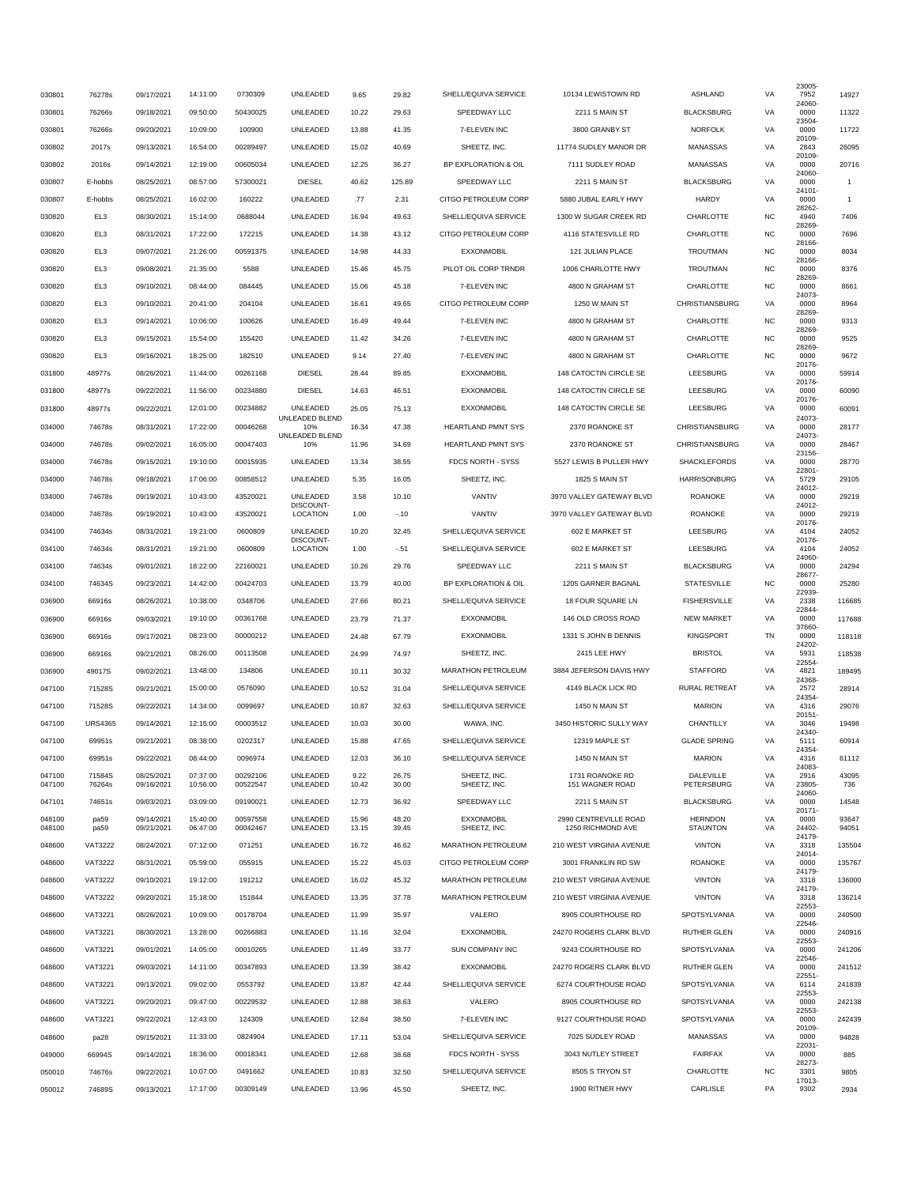| | | | | | | | | | | | | | |
|---|---|---|---|---|---|---|---|---|---|---|---|---|---|
| 030801 | 76278s | 09/17/2021 | 14:11:00 | 0730309 | UNLEADED | 9.65 | 29.82 | SHELL/EQUIVA SERVICE | 10134 LEWISTOWN RD | ASHLAND | VA | 23005-7952 | 14927 |
| 030801 | 76266s | 09/18/2021 | 09:50:00 | 50430025 | UNLEADED | 10.22 | 29.63 | SPEEDWAY LLC | 2211 S MAIN ST | BLACKSBURG | VA | 24060-0000 | 11322 |
| 030801 | 76266s | 09/20/2021 | 10:09:00 | 100900 | UNLEADED | 13.88 | 41.35 | 7-ELEVEN INC | 3800 GRANBY ST | NORFOLK | VA | 23504-0000 | 11722 |
| 030802 | 2017s | 09/13/2021 | 16:54:00 | 00289497 | UNLEADED | 15.02 | 40.69 | SHEETZ, INC. | 11774 SUDLEY MANOR DR | MANASSAS | VA | 20109-2843 | 26095 |
| 030802 | 2016s | 09/14/2021 | 12:19:00 | 00605034 | UNLEADED | 12.25 | 36.27 | BP EXPLORATION & OIL | 7111 SUDLEY ROAD | MANASSAS | VA | 20109-0000 | 20716 |
| 030807 | E-hobbs | 08/25/2021 | 08:57:00 | 57300021 | DIESEL | 40.62 | 125.89 | SPEEDWAY LLC | 2211 S MAIN ST | BLACKSBURG | VA | 24060-0000 | 1 |
| 030807 | E-hobbs | 08/25/2021 | 16:02:00 | 160222 | UNLEADED | .77 | 2.31 | CITGO PETROLEUM CORP | 5880 JUBAL EARLY HWY | HARDY | VA | 24101-0000 | 1 |
| 030820 | EL3 | 08/30/2021 | 15:14:00 | 0688044 | UNLEADED | 16.94 | 49.63 | SHELL/EQUIVA SERVICE | 1300 W SUGAR CREEK RD | CHARLOTTE | NC | 28262-4940 | 7406 |
| 030820 | EL3 | 08/31/2021 | 17:22:00 | 172215 | UNLEADED | 14.38 | 43.12 | CITGO PETROLEUM CORP | 4116 STATESVILLE RD | CHARLOTTE | NC | 28269-0000 | 7696 |
| 030820 | EL3 | 09/07/2021 | 21:26:00 | 00591375 | UNLEADED | 14.98 | 44.33 | EXXONMOBIL | 121 JULIAN PLACE | TROUTMAN | NC | 28166-0000 | 8034 |
| 030820 | EL3 | 09/08/2021 | 21:35:00 | 5588 | UNLEADED | 15.46 | 45.75 | PILOT OIL CORP TRNDR | 1006 CHARLOTTE HWY | TROUTMAN | NC | 28166-0000 | 8376 |
| 030820 | EL3 | 09/10/2021 | 08:44:00 | 084445 | UNLEADED | 15.06 | 45.18 | 7-ELEVEN INC | 4800 N GRAHAM ST | CHARLOTTE | NC | 28269-0000 | 8661 |
| 030820 | EL3 | 09/10/2021 | 20:41:00 | 204104 | UNLEADED | 16.61 | 49.65 | CITGO PETROLEUM CORP | 1250 W MAIN ST | CHRISTIANSBURG | VA | 24073-0000 | 8964 |
| 030820 | EL3 | 09/14/2021 | 10:06:00 | 100626 | UNLEADED | 16.49 | 49.44 | 7-ELEVEN INC | 4800 N GRAHAM ST | CHARLOTTE | NC | 28269-0000 | 9313 |
| 030820 | EL3 | 09/15/2021 | 15:54:00 | 155420 | UNLEADED | 11.42 | 34.26 | 7-ELEVEN INC | 4800 N GRAHAM ST | CHARLOTTE | NC | 28269-0000 | 9525 |
| 030820 | EL3 | 09/16/2021 | 18:25:00 | 182510 | UNLEADED | 9.14 | 27.40 | 7-ELEVEN INC | 4800 N GRAHAM ST | CHARLOTTE | NC | 28269-0000 | 9672 |
| 031800 | 48977s | 08/26/2021 | 11:44:00 | 00261168 | DIESEL | 28.44 | 89.85 | EXXONMOBIL | 148 CATOCTIN CIRCLE SE | LEESBURG | VA | 20176-0000 | 59914 |
| 031800 | 48977s | 09/22/2021 | 11:56:00 | 00234880 | DIESEL | 14.63 | 46.51 | EXXONMOBIL | 148 CATOCTIN CIRCLE SE | LEESBURG | VA | 20176-0000 | 60090 |
| 031800 | 48977s | 09/22/2021 | 12:01:00 | 00234882 | UNLEADED | 25.05 | 75.13 | EXXONMOBIL | 148 CATOCTIN CIRCLE SE | LEESBURG | VA | 20176-0000 | 60091 |
| 034000 | 74678s | 08/31/2021 | 17:22:00 | 00046268 | UNLEADED BLEND 10% | 16.34 | 47.38 | HEARTLAND PMNT SYS | 2370 ROANOKE ST | CHRISTIANSBURG | VA | 24073-0000 | 28177 |
| 034000 | 74678s | 09/02/2021 | 16:05:00 | 00047403 | UNLEADED BLEND 10% | 11.96 | 34.69 | HEARTLAND PMNT SYS | 2370 ROANOKE ST | CHRISTIANSBURG | VA | 24073-0000 | 28467 |
| 034000 | 74678s | 09/15/2021 | 19:10:00 | 00015935 | UNLEADED | 13.34 | 38.55 | FDCS NORTH - SYSS | 5527 LEWIS B PULLER HWY | SHACKLEFORDS | VA | 23156-0000 | 28770 |
| 034000 | 74678s | 09/18/2021 | 17:06:00 | 00858512 | UNLEADED | 5.35 | 16.05 | SHEETZ, INC. | 1825 S MAIN ST | HARRISONBURG | VA | 22801-5729 | 29105 |
| 034000 | 74678s | 09/19/2021 | 10:43:00 | 43520021 | UNLEADED | 3.58 | 10.10 | VANTIV | 3970 VALLEY GATEWAY BLVD | ROANOKE | VA | 24012-0000 | 29219 |
| 034000 | 74678s | 09/19/2021 | 10:43:00 | 43520021 | DISCOUNT-LOCATION | 1.00 | -.10 | VANTIV | 3970 VALLEY GATEWAY BLVD | ROANOKE | VA | 24012-0000 | 29219 |
| 034100 | 74634s | 08/31/2021 | 19:21:00 | 0600809 | UNLEADED | 10.20 | 32.45 | SHELL/EQUIVA SERVICE | 602 E MARKET ST | LEESBURG | VA | 20176-4104 | 24052 |
| 034100 | 74634s | 08/31/2021 | 19:21:00 | 0600809 | DISCOUNT-LOCATION | 1.00 | -.51 | SHELL/EQUIVA SERVICE | 602 E MARKET ST | LEESBURG | VA | 20176-4104 | 24052 |
| 034100 | 74634s | 09/01/2021 | 18:22:00 | 22160021 | UNLEADED | 10.26 | 29.76 | SPEEDWAY LLC | 2211 S MAIN ST | BLACKSBURG | VA | 24060-0000 | 24294 |
| 034100 | 74634S | 09/23/2021 | 14:42:00 | 00424703 | UNLEADED | 13.79 | 40.00 | BP EXPLORATION & OIL | 1205 GARNER BAGNAL | STATESVILLE | NC | 28677-0000 | 25280 |
| 036900 | 66916s | 08/26/2021 | 10:38:00 | 0348706 | UNLEADED | 27.66 | 80.21 | SHELL/EQUIVA SERVICE | 18 FOUR SQUARE LN | FISHERSVILLE | VA | 22939-2338 | 116685 |
| 036900 | 66916s | 09/03/2021 | 19:10:00 | 00361768 | UNLEADED | 23.79 | 71.37 | EXXONMOBIL | 146 OLD CROSS ROAD | NEW MARKET | VA | 22844-0000 | 117688 |
| 036900 | 66916s | 09/17/2021 | 08:23:00 | 00000212 | UNLEADED | 24.48 | 67.79 | EXXONMOBIL | 1331 S JOHN B DENNIS | KINGSPORT | TN | 37660-0000 | 118118 |
| 036900 | 66916s | 09/21/2021 | 08:26:00 | 00113508 | UNLEADED | 24.99 | 74.97 | SHEETZ, INC. | 2415 LEE HWY | BRISTOL | VA | 24202-5931 | 118538 |
| 036900 | 49017S | 09/02/2021 | 13:48:00 | 134806 | UNLEADED | 10.11 | 30.32 | MARATHON PETROLEUM | 3884 JEFFERSON DAVIS HWY | STAFFORD | VA | 22554-4821 | 189495 |
| 047100 | 71528S | 09/21/2021 | 15:00:00 | 0576090 | UNLEADED | 10.52 | 31.04 | SHELL/EQUIVA SERVICE | 4149 BLACK LICK RD | RURAL RETREAT | VA | 24368-2572 | 28914 |
| 047100 | 71528S | 09/22/2021 | 14:34:00 | 0099697 | UNLEADED | 10.87 | 32.63 | SHELL/EQUIVA SERVICE | 1450 N MAIN ST | MARION | VA | 24354-4316 | 29076 |
| 047100 | URS4365 | 09/14/2021 | 12:15:00 | 00003512 | UNLEADED | 10.03 | 30.00 | WAWA, INC. | 3450 HISTORIC SULLY WAY | CHANTILLY | VA | 20151-3046 | 19498 |
| 047100 | 69951s | 09/21/2021 | 08:38:00 | 0202317 | UNLEADED | 15.88 | 47.65 | SHELL/EQUIVA SERVICE | 12319 MAPLE ST | GLADE SPRING | VA | 24340-5111 | 60914 |
| 047100 | 69951s | 09/22/2021 | 08:44:00 | 0096974 | UNLEADED | 12.03 | 36.10 | SHELL/EQUIVA SERVICE | 1450 N MAIN ST | MARION | VA | 24354-4316 | 61112 |
| 047100 | 71584S | 08/25/2021 | 07:37:00 | 00292106 | UNLEADED | 9.22 | 26.75 | SHEETZ, INC. | 1731 ROANOKE RD | DALEVILLE | VA | 24083-2916 | 43095 |
| 047100 | 76264s | 09/16/2021 | 10:56:00 | 00522547 | UNLEADED | 10.42 | 30.00 | SHEETZ, INC. | 151 WAGNER ROAD | PETERSBURG | VA | 23805- | 736 |
| 047101 | 74651s | 09/03/2021 | 03:09:00 | 09190021 | UNLEADED | 12.73 | 36.92 | SPEEDWAY LLC | 2211 S MAIN ST | BLACKSBURG | VA | 24060-0000 | 14548 |
| 048100 | pa59 | 09/14/2021 | 15:40:00 | 00597558 | UNLEADED | 15.96 | 48.20 | EXXONMOBIL | 2990 CENTREVILLE ROAD | HERNDON | VA | 20171-0000 | 93647 |
| 048100 | pa59 | 09/21/2021 | 06:47:00 | 00042467 | UNLEADED | 13.15 | 39.45 | SHEETZ, INC. | 1250 RICHMOND AVE | STAUNTON | VA | 24402- | 94051 |
| 048600 | VAT3222 | 08/24/2021 | 07:12:00 | 071251 | UNLEADED | 16.72 | 46.62 | MARATHON PETROLEUM | 210 WEST VIRGINIA AVENUE | VINTON | VA | 24179-3318 | 135504 |
| 048600 | VAT3222 | 08/31/2021 | 05:59:00 | 055915 | UNLEADED | 15.22 | 45.03 | CITGO PETROLEUM CORP | 3001 FRANKLIN RD SW | ROANOKE | VA | 24014-0000 | 135767 |
| 048600 | VAT3222 | 09/10/2021 | 19:12:00 | 191212 | UNLEADED | 16.02 | 45.32 | MARATHON PETROLEUM | 210 WEST VIRGINIA AVENUE | VINTON | VA | 24179-3318 | 136000 |
| 048600 | VAT3222 | 09/20/2021 | 15:18:00 | 151844 | UNLEADED | 13.35 | 37.78 | MARATHON PETROLEUM | 210 WEST VIRGINIA AVENUE | VINTON | VA | 24179-3318 | 136214 |
| 048600 | VAT3221 | 08/26/2021 | 10:09:00 | 00178704 | UNLEADED | 11.99 | 35.97 | VALERO | 8905 COURTHOUSE RD | SPOTSYLVANIA | VA | 22553-0000 | 240500 |
| 048600 | VAT3221 | 08/30/2021 | 13:28:00 | 00266883 | UNLEADED | 11.16 | 32.04 | EXXONMOBIL | 24270 ROGERS CLARK BLVD | RUTHER GLEN | VA | 22546-0000 | 240916 |
| 048600 | VAT3221 | 09/01/2021 | 14:05:00 | 00010265 | UNLEADED | 11.49 | 33.77 | SUN COMPANY INC | 9243 COURTHOUSE RD | SPOTSYLVANIA | VA | 22553-0000 | 241206 |
| 048600 | VAT3221 | 09/03/2021 | 14:11:00 | 00347893 | UNLEADED | 13.39 | 38.42 | EXXONMOBIL | 24270 ROGERS CLARK BLVD | RUTHER GLEN | VA | 22546-0000 | 241512 |
| 048600 | VAT3221 | 09/13/2021 | 09:02:00 | 0553792 | UNLEADED | 13.87 | 42.44 | SHELL/EQUIVA SERVICE | 6274 COURTHOUSE ROAD | SPOTSYLVANIA | VA | 22551-6114 | 241839 |
| 048600 | VAT3221 | 09/20/2021 | 09:47:00 | 00229532 | UNLEADED | 12.88 | 38.63 | VALERO | 8905 COURTHOUSE RD | SPOTSYLVANIA | VA | 22553-0000 | 242138 |
| 048600 | VAT3221 | 09/22/2021 | 12:43:00 | 124309 | UNLEADED | 12.84 | 38.50 | 7-ELEVEN INC | 9127 COURTHOUSE ROAD | SPOTSYLVANIA | VA | 22553-0000 | 242439 |
| 048600 | pa28 | 09/15/2021 | 11:33:00 | 0824904 | UNLEADED | 17.11 | 53.04 | SHELL/EQUIVA SERVICE | 7025 SUDLEY ROAD | MANASSAS | VA | 20109-0000 | 94828 |
| 049000 | 66994S | 09/14/2021 | 18:36:00 | 00018341 | UNLEADED | 12.68 | 38.68 | FDCS NORTH - SYSS | 3043 NUTLEY STREET | FAIRFAX | VA | 22031-0000 | 885 |
| 050010 | 74676s | 09/22/2021 | 10:07:00 | 0491662 | UNLEADED | 10.83 | 32.50 | SHELL/EQUIVA SERVICE | 8505 S TRYON ST | CHARLOTTE | NC | 28273-3301 | 9805 |
| 050012 | 74689S | 09/13/2021 | 17:17:00 | 00309149 | UNLEADED | 13.96 | 45.50 | SHEETZ, INC. | 1900 RITNER HWY | CARLISLE | PA | 17013-9302 | 2934 |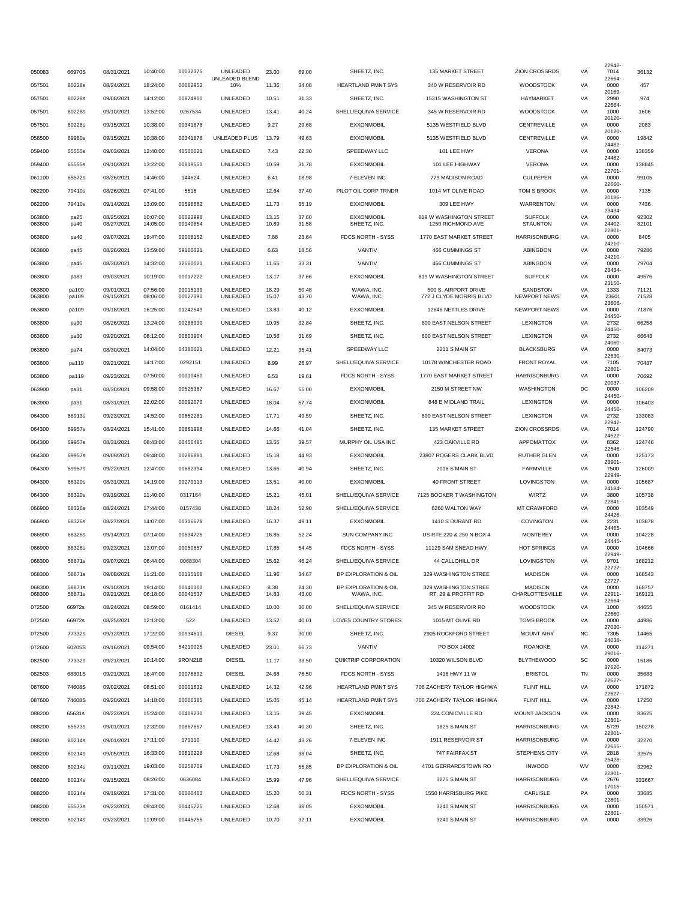| | | | | | | | | | | | | | |
|---|---|---|---|---|---|---|---|---|---|---|---|---|---|
| 050083 | 66970S | 08/31/2021 | 10:40:00 | 00032375 | UNLEADED | 23.00 | 69.00 | SHEETZ, INC. | 135 MARKET STREET | ZION CROSSRDS | VA | 22942-7014 | 36132 |
| 057501 | 80228s | 08/24/2021 | 18:24:00 | 00062952 | UNLEADED BLEND 10% | 11.36 | 34.08 | HEARTLAND PMNT SYS | 340 W RESERVOIR RD | WOODSTOCK | VA | 22664-0000 | 457 |
| 057501 | 80228s | 09/08/2021 | 14:12:00 | 00874900 | UNLEADED | 10.51 | 31.33 | SHEETZ, INC. | 15315 WASHINGTON ST | HAYMARKET | VA | 20169-2990 | 974 |
| 057501 | 80228s | 09/10/2021 | 13:52:00 | 0267534 | UNLEADED | 13.41 | 40.24 | SHELL/EQUIVA SERVICE | 345 W RESERVOIR RD | WOODSTOCK | VA | 22664-1000 | 1606 |
| 057501 | 80228s | 09/15/2021 | 10:38:00 | 00341876 | UNLEADED | 9.27 | 29.68 | EXXONMOBIL | 5135 WESTFIELD BLVD | CENTREVILLE | VA | 20120-0000 | 2083 |
| 058500 | 69980s | 09/15/2021 | 10:38:00 | 00341878 | UNLEADED PLUS | 13.79 | 49.63 | EXXONMOBIL | 5135 WESTFIELD BLVD | CENTREVILLE | VA | 20120-0000 | 19842 |
| 059400 | 65555s | 09/03/2021 | 12:40:00 | 40500021 | UNLEADED | 7.43 | 22.30 | SPEEDWAY LLC | 101 LEE HWY | VERONA | VA | 24482-0000 | 138359 |
| 059400 | 65555s | 09/10/2021 | 13:22:00 | 00819550 | UNLEADED | 10.59 | 31.78 | EXXONMOBIL | 101 LEE HIGHWAY | VERONA | VA | 24482-0000 | 138845 |
| 061100 | 65572s | 08/26/2021 | 14:46:00 | 144624 | UNLEADED | 6.41 | 18.98 | 7-ELEVEN INC | 779 MADISON ROAD | CULPEPER | VA | 22701-0000 | 99105 |
| 062200 | 79410s | 08/26/2021 | 07:41:00 | 5516 | UNLEADED | 12.64 | 37.40 | PILOT OIL CORP TRNDR | 1014 MT OLIVE ROAD | TOM S BROOK | VA | 22660-0000 | 7135 |
| 062200 | 79410s | 09/14/2021 | 13:09:00 | 00596662 | UNLEADED | 11.73 | 35.19 | EXXONMOBIL | 309 LEE HWY | WARRENTON | VA | 20186-0000 | 7436 |
| 063800 | pa25 | 08/25/2021 | 10:07:00 | 00022998 | UNLEADED | 13.15 | 37.60 | EXXONMOBIL | 819 W WASHINGTON STREET | SUFFOLK | VA | 23434-0000 | 92302 |
| 063800 | pa40 | 08/27/2021 | 14:05:00 | 00140854 | UNLEADED | 10.89 | 31.58 | SHEETZ, INC. | 1250 RICHMOND AVE | STAUNTON | VA | 24402-0000 | 82101 |
| 063800 | pa40 | 09/07/2021 | 19:47:00 | 00008152 | UNLEADED | 7.88 | 23.64 | FDCS NORTH - SYSS | 1770 EAST MARKET STREET | HARRISONBURG | VA | 22801-0000 | 8405 |
| 063800 | pa45 | 08/26/2021 | 13:59:00 | 59100021 | UNLEADED | 6.63 | 18.56 | VANTIV | 466 CUMMINGS ST | ABINGDON | VA | 24210-0000 | 79286 |
| 063800 | pa45 | 08/30/2021 | 14:32:00 | 32560021 | UNLEADED | 11.65 | 33.31 | VANTIV | 466 CUMMINGS ST | ABINGDON | VA | 24210-0000 | 79704 |
| 063800 | pa83 | 09/03/2021 | 10:19:00 | 00017222 | UNLEADED | 13.17 | 37.66 | EXXONMOBIL | 819 W WASHINGTON STREET | SUFFOLK | VA | 23434-0000 | 49576 |
| 063800 | pa109 | 09/01/2021 | 07:56:00 | 00015139 | UNLEADED | 18.29 | 50.48 | WAWA, INC. | 500 S. AIRPORT DRIVE | SANDSTON | VA | 23150-1333 | 71121 |
| 063800 | pa109 | 09/15/2021 | 08:06:00 | 00027390 | UNLEADED | 15.07 | 43.70 | WAWA, INC. | 772 J CLYDE MORRIS BLVD | NEWPORT NEWS | VA | 23601 | 71528 |
| 063800 | pa109 | 09/18/2021 | 16:25:00 | 01242549 | UNLEADED | 13.83 | 40.12 | EXXONMOBIL | 12646 NETTLES DRIVE | NEWPORT NEWS | VA | 23606-0000 | 71876 |
| 063800 | pa30 | 08/26/2021 | 13:24:00 | 00288930 | UNLEADED | 10.95 | 32.84 | SHEETZ, INC. | 600 EAST NELSON STREET | LEXINGTON | VA | 24450-2732 | 66258 |
| 063800 | pa30 | 09/20/2021 | 08:12:00 | 00603904 | UNLEADED | 10.56 | 31.69 | SHEETZ, INC. | 600 EAST NELSON STREET | LEXINGTON | VA | 24450-2732 | 66643 |
| 063800 | pa74 | 08/30/2021 | 14:04:00 | 04380021 | UNLEADED | 12.21 | 35.41 | SPEEDWAY LLC | 2211 S MAIN ST | BLACKSBURG | VA | 24060-0000 | 84073 |
| 063800 | pa119 | 09/21/2021 | 14:17:00 | 0292151 | UNLEADED | 8.99 | 26.97 | SHELL/EQUIVA SERVICE | 10178 WINCHESTER ROAD | FRONT ROYAL | VA | 22630-7105 | 70437 |
| 063800 | pa119 | 09/23/2021 | 07:50:00 | 00010450 | UNLEADED | 6.53 | 19.61 | FDCS NORTH - SYSS | 1770 EAST MARKET STREET | HARRISONBURG | VA | 22801-0000 | 70692 |
| 063900 | pa31 | 08/30/2021 | 09:58:00 | 00525367 | UNLEADED | 16.67 | 55.00 | EXXONMOBIL | 2150 M STREET NW | WASHINGTON | DC | 20037-0000 | 106209 |
| 063900 | pa31 | 08/31/2021 | 22:02:00 | 00092070 | UNLEADED | 18.04 | 57.74 | EXXONMOBIL | 848 E MIDLAND TRAIL | LEXINGTON | VA | 24450-0000 | 106403 |
| 064300 | 66913s | 09/23/2021 | 14:52:00 | 00652281 | UNLEADED | 17.71 | 49.59 | SHEETZ, INC. | 600 EAST NELSON STREET | LEXINGTON | VA | 24450-2732 | 133083 |
| 064300 | 69957s | 08/24/2021 | 15:41:00 | 00881998 | UNLEADED | 14.66 | 41.04 | SHEETZ, INC. | 135 MARKET STREET | ZION CROSSRDS | VA | 22942-7014 | 124790 |
| 064300 | 69957s | 08/31/2021 | 08:43:00 | 00456485 | UNLEADED | 13.55 | 39.57 | MURPHY OIL USA INC | 423 OAKVILLE RD | APPOMATTOX | VA | 24522-8362 | 124746 |
| 064300 | 69957s | 09/09/2021 | 09:48:00 | 00286881 | UNLEADED | 15.18 | 44.93 | EXXONMOBIL | 23807 ROGERS CLARK BLVD | RUTHER GLEN | VA | 22546-0000 | 125173 |
| 064300 | 69957s | 09/22/2021 | 12:47:00 | 00682394 | UNLEADED | 13.65 | 40.94 | SHEETZ, INC. | 2016 S MAIN ST | FARMVILLE | VA | 23901-7500 | 126009 |
| 064300 | 68320s | 08/31/2021 | 14:19:00 | 00279113 | UNLEADED | 13.51 | 40.00 | EXXONMOBIL | 40 FRONT STREET | LOVINGSTON | VA | 22949-0000 | 105687 |
| 064300 | 68320s | 09/19/2021 | 11:40:00 | 0317164 | UNLEADED | 15.21 | 45.01 | SHELL/EQUIVA SERVICE | 7125 BOOKER T WASHINGTON | WIRTZ | VA | 24184-3800 | 105738 |
| 066900 | 68326s | 08/24/2021 | 17:44:00 | 0157438 | UNLEADED | 18.24 | 52.90 | SHELL/EQUIVA SERVICE | 6260 WALTON WAY | MT CRAWFORD | VA | 22841-0000 | 103549 |
| 066900 | 68326s | 08/27/2021 | 14:07:00 | 00316678 | UNLEADED | 16.37 | 49.11 | EXXONMOBIL | 1410 S DURANT RD | COVINGTON | VA | 24426-2231 | 103878 |
| 066900 | 68326s | 09/14/2021 | 07:14:00 | 00534725 | UNLEADED | 16.85 | 52.24 | SUN COMPANY INC | US RTE 220 & 250 N BOX 4 | MONTEREY | VA | 24465-0000 | 104228 |
| 066900 | 68326s | 09/23/2021 | 13:07:00 | 00050657 | UNLEADED | 17.85 | 54.45 | FDCS NORTH - SYSS | 11129 SAM SNEAD HWY | HOT SPRINGS | VA | 24445-0000 | 104666 |
| 068300 | 58871s | 09/07/2021 | 06:44:00 | 0068304 | UNLEADED | 15.62 | 46.24 | SHELL/EQUIVA SERVICE | 44 CALLOHILL DR | LOVINGSTON | VA | 22949-9701 | 168212 |
| 068300 | 58871s | 09/08/2021 | 11:21:00 | 00135168 | UNLEADED | 11.96 | 34.67 | BP EXPLORATION & OIL | 329 WASHINGTON STREE | MADISON | VA | 22727-0000 | 168543 |
| 068300 | 58871s | 09/10/2021 | 19:14:00 | 00140100 | UNLEADED | 8.38 | 24.30 | BP EXPLORATION & OIL | 329 WASHINGTON STREE | MADISON | VA | 22727-0000 | 168757 |
| 068300 | 58871s | 09/21/2021 | 06:18:00 | 00041537 | UNLEADED | 14.83 | 43.00 | WAWA, INC. | RT. 29 & PROFFIT RD | CHARLOTTESVILLE | VA | 22911- | 169121 |
| 072500 | 66972s | 08/24/2021 | 08:59:00 | 0161414 | UNLEADED | 10.00 | 30.00 | SHELL/EQUIVA SERVICE | 345 W RESERVOIR RD | WOODSTOCK | VA | 22664-1000 | 44655 |
| 072500 | 66972s | 08/25/2021 | 12:13:00 | 522 | UNLEADED | 13.52 | 40.01 | LOVES COUNTRY STORES | 1015 MT OLIVE RD | TOMS BROOK | VA | 22660-0000 | 44986 |
| 072500 | 77332s | 09/12/2021 | 17:22:00 | 00934611 | DIESEL | 9.37 | 30.00 | SHEETZ, INC. | 2905 ROCKFORD STREET | MOUNT AIRY | NC | 27030-7305 | 14465 |
| 072600 | 60205S | 09/16/2021 | 09:54:00 | 54210025 | UNLEADED | 23.01 | 66.73 | VANTIV | PO BOX 14002 | ROANOKE | VA | 24038-0000 | 114271 |
| 082500 | 77332s | 09/21/2021 | 10:14:00 | 9RON21B | DIESEL | 11.17 | 33.50 | QUIKTRIP CORPORATION | 10320 WILSON BLVD | BLYTHEWOOD | SC | 29016-0000 | 15185 |
| 082503 | 68301S | 09/21/2021 | 16:47:00 | 00078892 | DIESEL | 24.68 | 76.50 | FDCS NORTH - SYSS | 1416 HWY 11 W | BRISTOL | TN | 37620-0000 | 35683 |
| 087600 | 74608S | 09/02/2021 | 08:51:00 | 00001632 | UNLEADED | 14.32 | 42.96 | HEARTLAND PMNT SYS | 706 ZACHERY TAYLOR HIGHWA | FLINT HILL | VA | 22627-0000 | 171872 |
| 087600 | 74608S | 09/20/2021 | 14:18:00 | 00006385 | UNLEADED | 15.05 | 45.14 | HEARTLAND PMNT SYS | 706 ZACHERY TAYLOR HIGHWA | FLINT HILL | VA | 22627-0000 | 17250 |
| 088200 | 65631s | 09/22/2021 | 15:24:00 | 00409230 | UNLEADED | 13.15 | 39.45 | EXXONMOBIL | 224 CONICVILLE RD | MOUNT JACKSON | VA | 22842-0000 | 83625 |
| 088200 | 65573s | 09/01/2021 | 12:32:00 | 00867657 | UNLEADED | 13.43 | 40.30 | SHEETZ, INC. | 1825 S MAIN ST | HARRISONBURG | VA | 22801-5729 | 150278 |
| 088200 | 80214s | 09/01/2021 | 17:11:00 | 171110 | UNLEADED | 14.42 | 43.26 | 7-ELEVEN INC | 1911 RESERVOIR ST | HARRISONBURG | VA | 22801-0000 | 32270 |
| 088200 | 80214s | 09/05/2021 | 16:33:00 | 00610228 | UNLEADED | 12.68 | 38.04 | SHEETZ, INC. | 747 FAIRFAX ST | STEPHENS CITY | VA | 22655-2818 | 32575 |
| 088200 | 80214s | 09/11/2021 | 19:03:00 | 00258709 | UNLEADED | 17.73 | 55.85 | BP EXPLORATION & OIL | 4701 GERRARDSTOWN RO | INWOOD | WV | 25428-0000 | 32962 |
| 088200 | 80214s | 09/15/2021 | 08:26:00 | 0636084 | UNLEADED | 15.99 | 47.96 | SHELL/EQUIVA SERVICE | 3275 S MAIN ST | HARRISONBURG | VA | 22801-2676 | 333667 |
| 088200 | 80214s | 09/19/2021 | 17:31:00 | 00000403 | UNLEADED | 15.20 | 50.31 | FDCS NORTH - SYSS | 1550 HARRISBURG PIKE | CARLISLE | PA | 17015-0000 | 33685 |
| 088200 | 65573s | 09/23/2021 | 09:43:00 | 00445725 | UNLEADED | 12.68 | 38.05 | EXXONMOBIL | 3240 S MAIN ST | HARRISONBURG | VA | 22801-0000 | 150571 |
| 088200 | 80214s | 09/23/2021 | 11:09:00 | 00445755 | UNLEADED | 10.70 | 32.11 | EXXONMOBIL | 3240 S MAIN ST | HARRISONBURG | VA | 22801-0000 | 33926 |